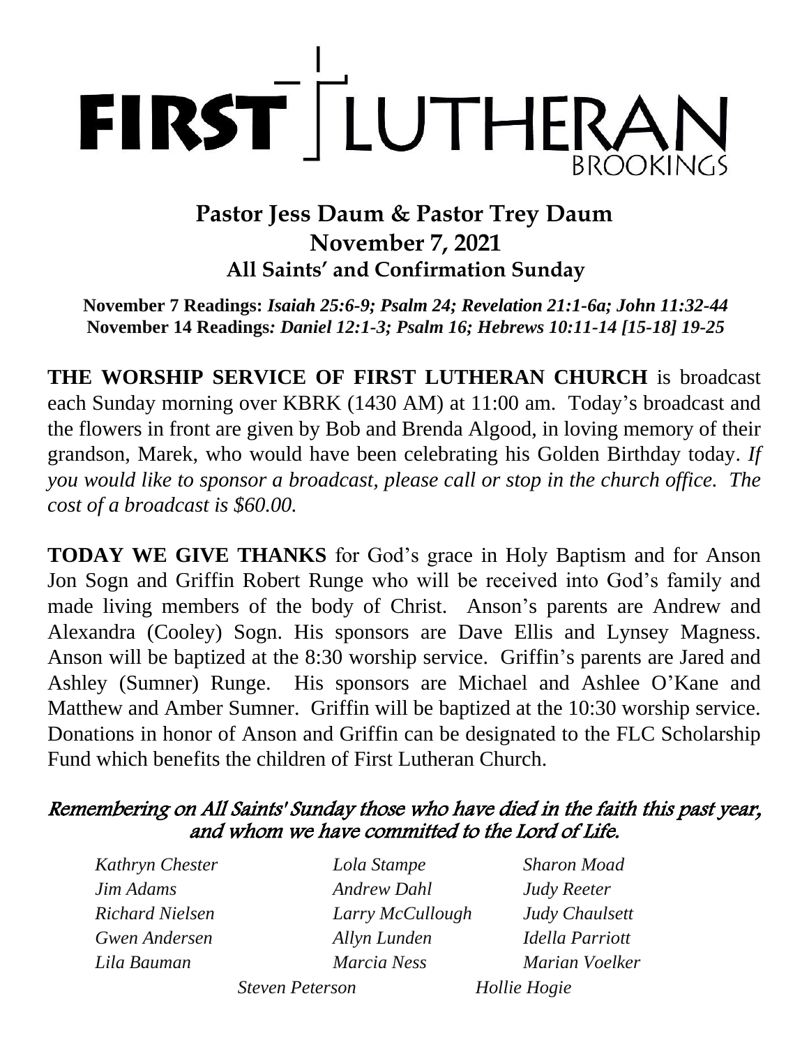# FIRST LUTHERAN BROOKINGS

## Pastor Jess Daum & Pastor Trey Daum
## November 7, 2021
### All Saints' and Confirmation Sunday

**November 7 Readings:** ***Isaiah 25:6-9; Psalm 24; Revelation 21:1-6a; John 11:32-44***
**November 14 Readings*****: Daniel 12:1-3; Psalm 16; Hebrews 10:11-14 [15-18] 19-25***

**THE WORSHIP SERVICE OF FIRST LUTHERAN CHURCH** is broadcast each Sunday morning over KBRK (1430 AM) at 11:00 am. Today's broadcast and the flowers in front are given by Bob and Brenda Algood, in loving memory of their grandson, Marek, who would have been celebrating his Golden Birthday today. *If you would like to sponsor a broadcast, please call or stop in the church office. The cost of a broadcast is $60.00.*

**TODAY WE GIVE THANKS** for God's grace in Holy Baptism and for Anson Jon Sogn and Griffin Robert Runge who will be received into God's family and made living members of the body of Christ. Anson's parents are Andrew and Alexandra (Cooley) Sogn. His sponsors are Dave Ellis and Lynsey Magness. Anson will be baptized at the 8:30 worship service. Griffin's parents are Jared and Ashley (Sumner) Runge. His sponsors are Michael and Ashlee O'Kane and Matthew and Amber Sumner. Griffin will be baptized at the 10:30 worship service. Donations in honor of Anson and Griffin can be designated to the FLC Scholarship Fund which benefits the children of First Lutheran Church.

*Remembering on All Saints' Sunday those who have died in the faith this past year, and whom we have committed to the Lord of Life.*

*Kathryn Chester*
*Jim Adams*
*Richard Nielsen*
*Gwen Andersen*
*Lila Bauman*
*Lola Stampe*
*Andrew Dahl*
*Larry McCullough*
*Allyn Lunden*
*Marcia Ness*
*Sharon Moad*
*Judy Reeter*
*Judy Chaulsett*
*Idella Parriott*
*Marian Voelker*
*Steven Peterson*
*Hollie Hogie*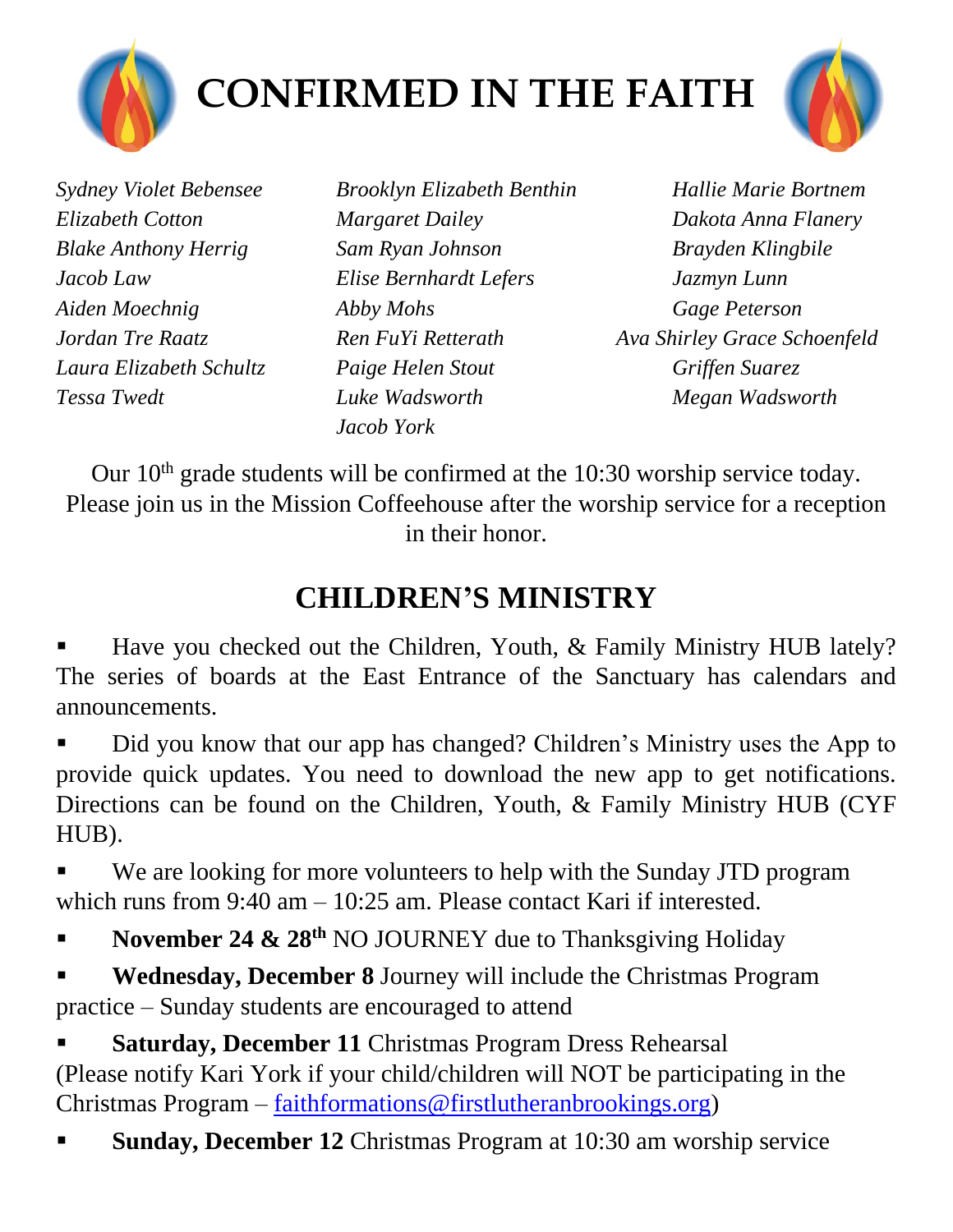# CONFIRMED IN THE FAITH

*Sydney Violet Bebensee*
*Elizabeth Cotton*
*Blake Anthony Herrig*
*Jacob Law*
*Aiden Moechnig*
*Jordan Tre Raatz*
*Laura Elizabeth Schultz*
*Tessa Twedt*
*Brooklyn Elizabeth Benthin*
*Margaret Dailey*
*Sam Ryan Johnson*
*Elise Bernhardt Lefers*
*Abby Mohs*
*Ren FuYi Retterath*
*Paige Helen Stout*
*Luke Wadsworth*
*Jacob York*
*Hallie Marie Bortnem*
*Dakota Anna Flanery*
*Brayden Klingbile*
*Jazmyn Lunn*
*Gage Peterson*
*Ava Shirley Grace Schoenfeld*
*Griffen Suarez*
*Megan Wadsworth*

Our 10th grade students will be confirmed at the 10:30 worship service today. Please join us in the Mission Coffeehouse after the worship service for a reception in their honor.

# CHILDREN'S MINISTRY

- Have you checked out the Children, Youth, & Family Ministry HUB lately? The series of boards at the East Entrance of the Sanctuary has calendars and announcements.
- Did you know that our app has changed? Children's Ministry uses the App to provide quick updates. You need to download the new app to get notifications. Directions can be found on the Children, Youth, & Family Ministry HUB (CYF HUB).
- We are looking for more volunteers to help with the Sunday JTD program which runs from 9:40 am – 10:25 am. Please contact Kari if interested.
- **November 24 & 28th** NO JOURNEY due to Thanksgiving Holiday
- **Wednesday, December 8** Journey will include the Christmas Program practice – Sunday students are encouraged to attend
- **Saturday, December 11** Christmas Program Dress Rehearsal (Please notify Kari York if your child/children will NOT be participating in the Christmas Program – faithformations@firstlutheranbrookings.org)
- **Sunday, December 12** Christmas Program at 10:30 am worship service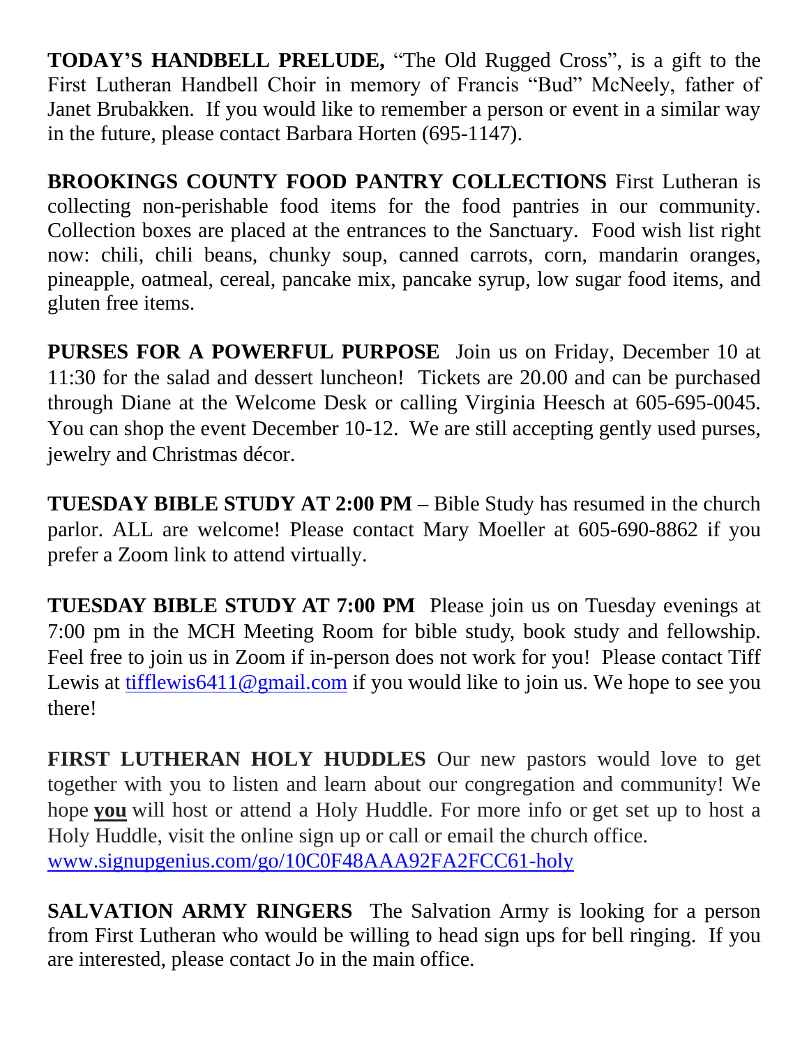**TODAY'S HANDBELL PRELUDE,** "The Old Rugged Cross", is a gift to the First Lutheran Handbell Choir in memory of Francis "Bud" McNeely, father of Janet Brubakken. If you would like to remember a person or event in a similar way in the future, please contact Barbara Horten (695-1147).

**BROOKINGS COUNTY FOOD PANTRY COLLECTIONS** First Lutheran is collecting non-perishable food items for the food pantries in our community. Collection boxes are placed at the entrances to the Sanctuary. Food wish list right now: chili, chili beans, chunky soup, canned carrots, corn, mandarin oranges, pineapple, oatmeal, cereal, pancake mix, pancake syrup, low sugar food items, and gluten free items.

**PURSES FOR A POWERFUL PURPOSE** Join us on Friday, December 10 at 11:30 for the salad and dessert luncheon! Tickets are 20.00 and can be purchased through Diane at the Welcome Desk or calling Virginia Heesch at 605-695-0045. You can shop the event December 10-12. We are still accepting gently used purses, jewelry and Christmas décor.

**TUESDAY BIBLE STUDY AT 2:00 PM –** Bible Study has resumed in the church parlor. ALL are welcome! Please contact Mary Moeller at 605-690-8862 if you prefer a Zoom link to attend virtually.

**TUESDAY BIBLE STUDY AT 7:00 PM** Please join us on Tuesday evenings at 7:00 pm in the MCH Meeting Room for bible study, book study and fellowship. Feel free to join us in Zoom if in-person does not work for you! Please contact Tiff Lewis at tifflewis6411@gmail.com if you would like to join us. We hope to see you there!

**FIRST LUTHERAN HOLY HUDDLES** Our new pastors would love to get together with you to listen and learn about our congregation and community! We hope **<u>you</u>** will host or attend a Holy Huddle. For more info or get set up to host a Holy Huddle, visit the online sign up or call or email the church office.
www.signupgenius.com/go/10C0F48AAA92FA2FCC61-holy

**SALVATION ARMY RINGERS** The Salvation Army is looking for a person from First Lutheran who would be willing to head sign ups for bell ringing. If you are interested, please contact Jo in the main office.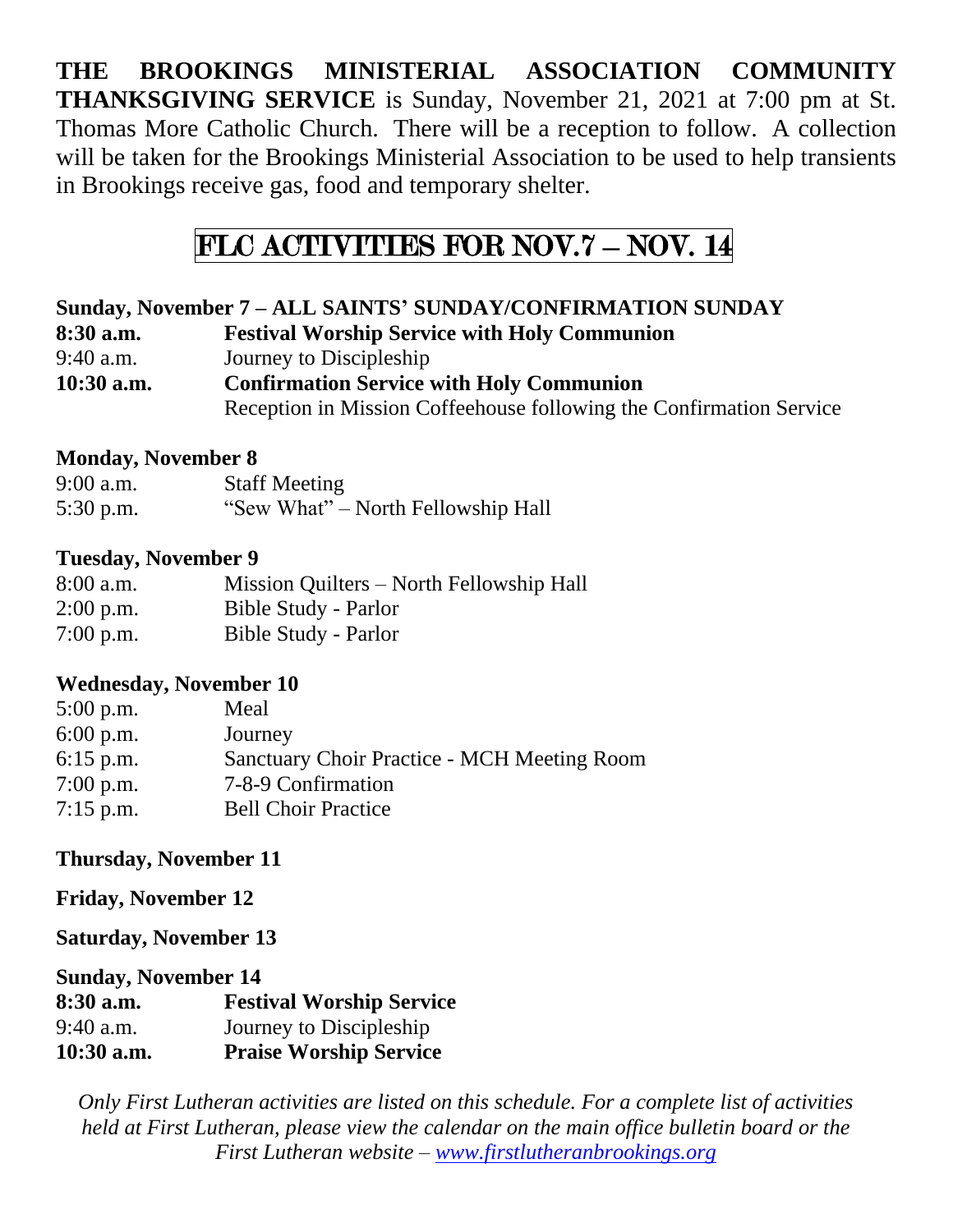**THE BROOKINGS MINISTERIAL ASSOCIATION COMMUNITY THANKSGIVING SERVICE** is Sunday, November 21, 2021 at 7:00 pm at St. Thomas More Catholic Church. There will be a reception to follow. A collection will be taken for the Brookings Ministerial Association to be used to help transients in Brookings receive gas, food and temporary shelter.

# FLC ACTIVITIES FOR NOV.7 – NOV. 14

**Sunday, November 7 – ALL SAINTS' SUNDAY/CONFIRMATION SUNDAY**

| | |
|---|---|
| **8:30 a.m.** | **Festival Worship Service with Holy Communion** |
| 9:40 a.m. | Journey to Discipleship |
| **10:30 a.m.** | **Confirmation Service with Holy Communion** |
| | Reception in Mission Coffeehouse following the Confirmation Service |

**Monday, November 8**

| | |
|---|---|
| 9:00 a.m. | Staff Meeting |
| 5:30 p.m. | "Sew What" – North Fellowship Hall |

**Tuesday, November 9**

| | |
|---|---|
| 8:00 a.m. | Mission Quilters – North Fellowship Hall |
| 2:00 p.m. | Bible Study - Parlor |
| 7:00 p.m. | Bible Study - Parlor |

**Wednesday, November 10**

| | |
|---|---|
| 5:00 p.m. | Meal |
| 6:00 p.m. | Journey |
| 6:15 p.m. | Sanctuary Choir Practice - MCH Meeting Room |
| 7:00 p.m. | 7-8-9 Confirmation |
| 7:15 p.m. | Bell Choir Practice |

**Thursday, November 11**

**Friday, November 12**

**Saturday, November 13**

**Sunday, November 14**

| | |
|---|---|
| **8:30 a.m.** | **Festival Worship Service** |
| 9:40 a.m. | Journey to Discipleship |
| **10:30 a.m.** | **Praise Worship Service** |

*Only First Lutheran activities are listed on this schedule. For a complete list of activities held at First Lutheran, please view the calendar on the main office bulletin board or the First Lutheran website – www.firstlutheranbrookings.org*